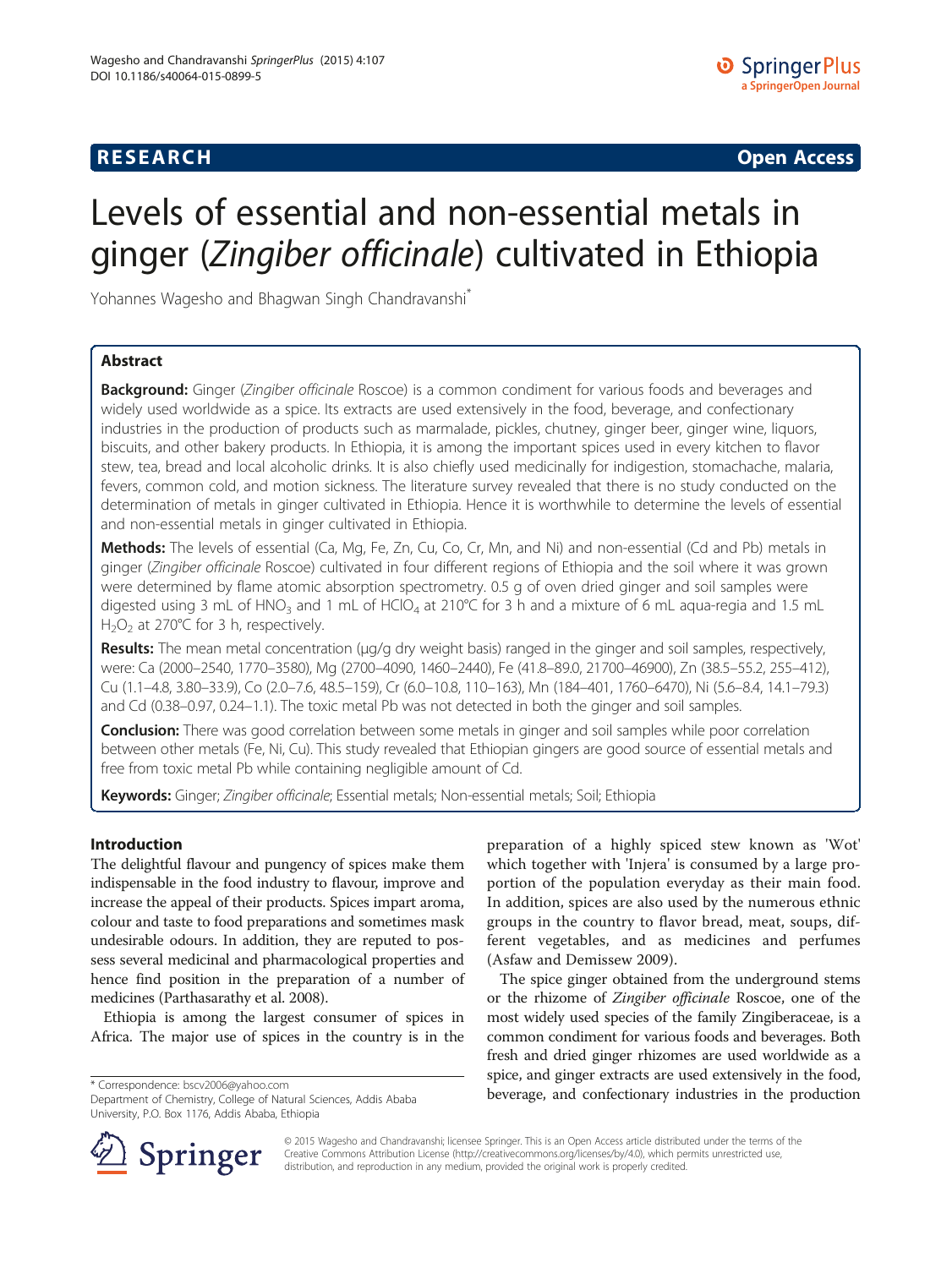RESEARCH **Open Access**

# Levels of essential and non-essential metals in ginger (*Zingiber officinale*) cultivated in Ethiopia

Yohannes Wagesho and Bhagwan Singh Chandravanshi*

## Abstract

**Background:** Ginger (*Zingiber officinale* Roscoe) is a common condiment for various foods and beverages and widely used worldwide as a spice. Its extracts are used extensively in the food, beverage, and confectionary industries in the production of products such as marmalade, pickles, chutney, ginger beer, ginger wine, liquors, biscuits, and other bakery products. In Ethiopia, it is among the important spices used in every kitchen to flavor stew, tea, bread and local alcoholic drinks. It is also chiefly used medicinally for indigestion, stomachache, malaria, fevers, common cold, and motion sickness. The literature survey revealed that there is no study conducted on the determination of metals in ginger cultivated in Ethiopia. Hence it is worthwhile to determine the levels of essential and non-essential metals in ginger cultivated in Ethiopia.

**Methods:** The levels of essential (Ca, Mg, Fe, Zn, Cu, Co, Cr, Mn, and Ni) and non-essential (Cd and Pb) metals in ginger (*Zingiber officinale* Roscoe) cultivated in four different regions of Ethiopia and the soil where it was grown were determined by flame atomic absorption spectrometry. 0.5 g of oven dried ginger and soil samples were digested using 3 mL of $HNO_3$ and 1 mL of $HClO_4$ at 210°C for 3 h and a mixture of 6 mL aqua-regia and 1.5 mL $H_2O_2$ at 270°C for 3 h, respectively.

**Results:** The mean metal concentration (µg/g dry weight basis) ranged in the ginger and soil samples, respectively, were: Ca (2000–2540, 1770–3580), Mg (2700–4090, 1460–2440), Fe (41.8–89.0, 21700–46900), Zn (38.5–55.2, 255–412), Cu (1.1–4.8, 3.80–33.9), Co (2.0–7.6, 48.5–159), Cr (6.0–10.8, 110–163), Mn (184–401, 1760–6470), Ni (5.6–8.4, 14.1–79.3) and Cd (0.38–0.97, 0.24–1.1). The toxic metal Pb was not detected in both the ginger and soil samples.

**Conclusion:** There was good correlation between some metals in ginger and soil samples while poor correlation between other metals (Fe, Ni, Cu). This study revealed that Ethiopian gingers are good source of essential metals and free from toxic metal Pb while containing negligible amount of Cd.

**Keywords:** Ginger; *Zingiber officinale*; Essential metals; Non-essential metals; Soil; Ethiopia

## Introduction

The delightful flavour and pungency of spices make them indispensable in the food industry to flavour, improve and increase the appeal of their products. Spices impart aroma, colour and taste to food preparations and sometimes mask undesirable odours. In addition, they are reputed to possess several medicinal and pharmacological properties and hence find position in the preparation of a number of medicines (Parthasarathy et al. 2008).

Ethiopia is among the largest consumer of spices in Africa. The major use of spices in the country is in the preparation of a highly spiced stew known as 'Wot' which together with 'Injera' is consumed by a large proportion of the population everyday as their main food. In addition, spices are also used by the numerous ethnic groups in the country to flavor bread, meat, soups, different vegetables, and as medicines and perfumes (Asfaw and Demissew 2009).

The spice ginger obtained from the underground stems or the rhizome of *Zingiber officinale* Roscoe, one of the most widely used species of the family Zingiberaceae, is a common condiment for various foods and beverages. Both fresh and dried ginger rhizomes are used worldwide as a spice, and ginger extracts are used extensively in the food, beverage, and confectionary industries in the production

* Correspondence: bscv2006@yahoo.com
Department of Chemistry, College of Natural Sciences, Addis Ababa University, P.O. Box 1176, Addis Ababa, Ethiopia

© 2015 Wagesho and Chandravanshi; licensee Springer. This is an Open Access article distributed under the terms of the Creative Commons Attribution License (http://creativecommons.org/licenses/by/4.0), which permits unrestricted use, distribution, and reproduction in any medium, provided the original work is properly credited.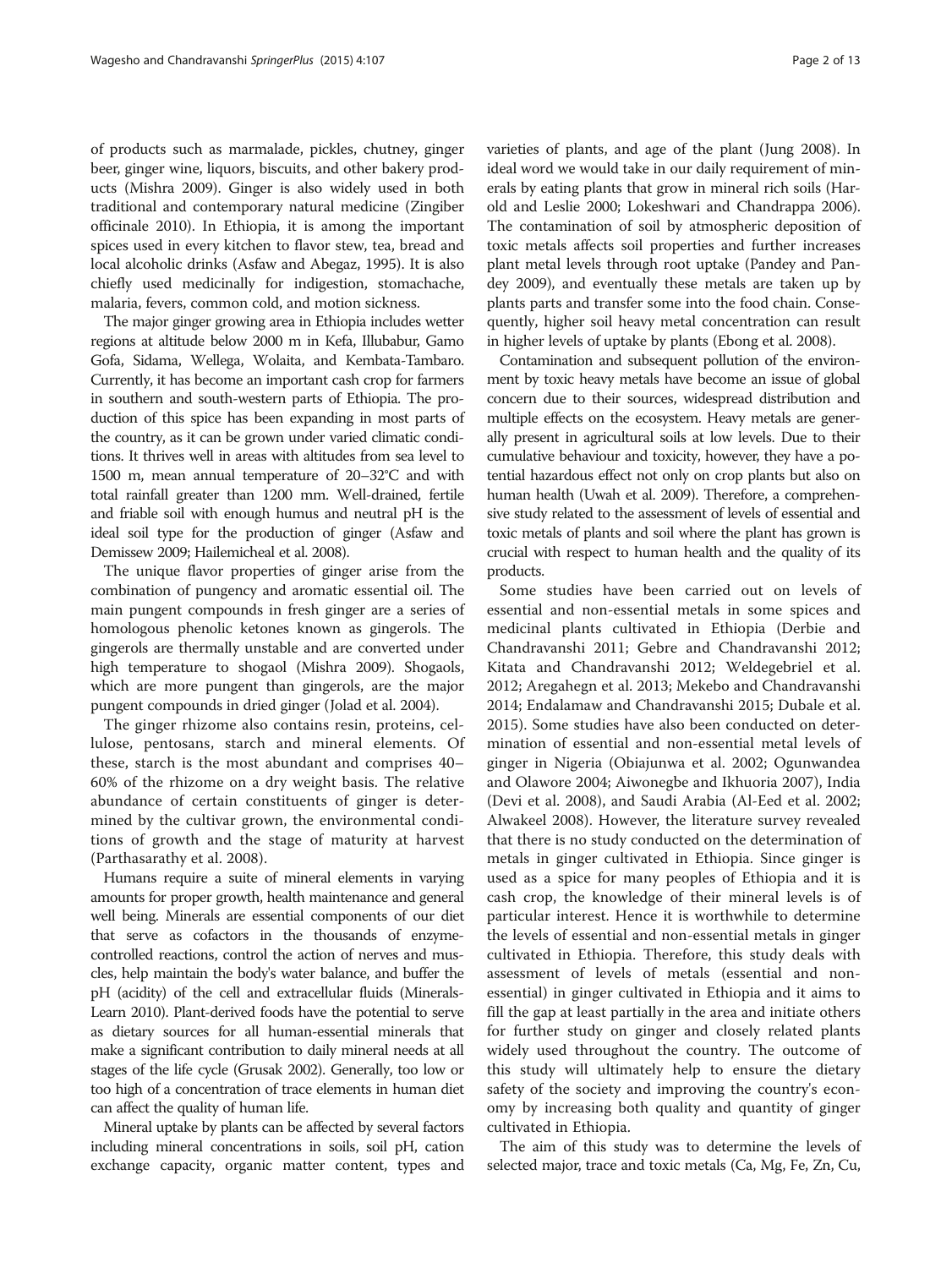of products such as marmalade, pickles, chutney, ginger beer, ginger wine, liquors, biscuits, and other bakery products (Mishra 2009). Ginger is also widely used in both traditional and contemporary natural medicine (Zingiber officinale 2010). In Ethiopia, it is among the important spices used in every kitchen to flavor stew, tea, bread and local alcoholic drinks (Asfaw and Abegaz, 1995). It is also chiefly used medicinally for indigestion, stomachache, malaria, fevers, common cold, and motion sickness.

The major ginger growing area in Ethiopia includes wetter regions at altitude below 2000 m in Kefa, Illubabur, Gamo Gofa, Sidama, Wellega, Wolaita, and Kembata-Tambaro. Currently, it has become an important cash crop for farmers in southern and south-western parts of Ethiopia. The production of this spice has been expanding in most parts of the country, as it can be grown under varied climatic conditions. It thrives well in areas with altitudes from sea level to 1500 m, mean annual temperature of 20–32°C and with total rainfall greater than 1200 mm. Well-drained, fertile and friable soil with enough humus and neutral pH is the ideal soil type for the production of ginger (Asfaw and Demissew 2009; Hailemicheal et al. 2008).

The unique flavor properties of ginger arise from the combination of pungency and aromatic essential oil. The main pungent compounds in fresh ginger are a series of homologous phenolic ketones known as gingerols. The gingerols are thermally unstable and are converted under high temperature to shogaol (Mishra 2009). Shogaols, which are more pungent than gingerols, are the major pungent compounds in dried ginger (Jolad et al. 2004).

The ginger rhizome also contains resin, proteins, cellulose, pentosans, starch and mineral elements. Of these, starch is the most abundant and comprises 40–60% of the rhizome on a dry weight basis. The relative abundance of certain constituents of ginger is determined by the cultivar grown, the environmental conditions of growth and the stage of maturity at harvest (Parthasarathy et al. 2008).

Humans require a suite of mineral elements in varying amounts for proper growth, health maintenance and general well being. Minerals are essential components of our diet that serve as cofactors in the thousands of enzyme-controlled reactions, control the action of nerves and muscles, help maintain the body's water balance, and buffer the pH (acidity) of the cell and extracellular fluids (Minerals-Learn 2010). Plant-derived foods have the potential to serve as dietary sources for all human-essential minerals that make a significant contribution to daily mineral needs at all stages of the life cycle (Grusak 2002). Generally, too low or too high of a concentration of trace elements in human diet can affect the quality of human life.

Mineral uptake by plants can be affected by several factors including mineral concentrations in soils, soil pH, cation exchange capacity, organic matter content, types and varieties of plants, and age of the plant (Jung 2008). In ideal word we would take in our daily requirement of minerals by eating plants that grow in mineral rich soils (Harold and Leslie 2000; Lokeshwari and Chandrappa 2006). The contamination of soil by atmospheric deposition of toxic metals affects soil properties and further increases plant metal levels through root uptake (Pandey and Pandey 2009), and eventually these metals are taken up by plants parts and transfer some into the food chain. Consequently, higher soil heavy metal concentration can result in higher levels of uptake by plants (Ebong et al. 2008).

Contamination and subsequent pollution of the environment by toxic heavy metals have become an issue of global concern due to their sources, widespread distribution and multiple effects on the ecosystem. Heavy metals are generally present in agricultural soils at low levels. Due to their cumulative behaviour and toxicity, however, they have a potential hazardous effect not only on crop plants but also on human health (Uwah et al. 2009). Therefore, a comprehensive study related to the assessment of levels of essential and toxic metals of plants and soil where the plant has grown is crucial with respect to human health and the quality of its products.

Some studies have been carried out on levels of essential and non-essential metals in some spices and medicinal plants cultivated in Ethiopia (Derbie and Chandravanshi 2011; Gebre and Chandravanshi 2012; Kitata and Chandravanshi 2012; Weldegebriel et al. 2012; Aregahegn et al. 2013; Mekebo and Chandravanshi 2014; Endalamaw and Chandravanshi 2015; Dubale et al. 2015). Some studies have also been conducted on determination of essential and non-essential metal levels of ginger in Nigeria (Obiajunwa et al. 2002; Ogunwandea and Olawore 2004; Aiwonegbe and Ikhuoria 2007), India (Devi et al. 2008), and Saudi Arabia (Al-Eed et al. 2002; Alwakeel 2008). However, the literature survey revealed that there is no study conducted on the determination of metals in ginger cultivated in Ethiopia. Since ginger is used as a spice for many peoples of Ethiopia and it is cash crop, the knowledge of their mineral levels is of particular interest. Hence it is worthwhile to determine the levels of essential and non-essential metals in ginger cultivated in Ethiopia. Therefore, this study deals with assessment of levels of metals (essential and non-essential) in ginger cultivated in Ethiopia and it aims to fill the gap at least partially in the area and initiate others for further study on ginger and closely related plants widely used throughout the country. The outcome of this study will ultimately help to ensure the dietary safety of the society and improving the country's economy by increasing both quality and quantity of ginger cultivated in Ethiopia.

The aim of this study was to determine the levels of selected major, trace and toxic metals (Ca, Mg, Fe, Zn, Cu,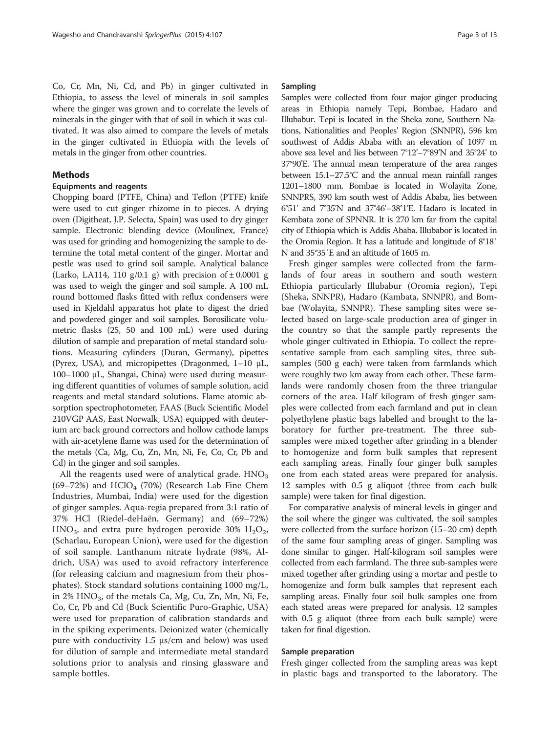Co, Cr, Mn, Ni, Cd, and Pb) in ginger cultivated in Ethiopia, to assess the level of minerals in soil samples where the ginger was grown and to correlate the levels of minerals in the ginger with that of soil in which it was cultivated. It was also aimed to compare the levels of metals in the ginger cultivated in Ethiopia with the levels of metals in the ginger from other countries.

## Methods

### Equipments and reagents

Chopping board (PTFE, China) and Teflon (PTFE) knife were used to cut ginger rhizome in to pieces. A drying oven (Digitheat, J.P. Selecta, Spain) was used to dry ginger sample. Electronic blending device (Moulinex, France) was used for grinding and homogenizing the sample to determine the total metal content of the ginger. Mortar and pestle was used to grind soil sample. Analytical balance (Larko, LA114, 110 g/0.1 g) with precision of ± 0.0001 g was used to weigh the ginger and soil sample. A 100 mL round bottomed flasks fitted with reflux condensers were used in Kjeldahl apparatus hot plate to digest the dried and powdered ginger and soil samples. Borosilicate volumetric flasks (25, 50 and 100 mL) were used during dilution of sample and preparation of metal standard solutions. Measuring cylinders (Duran, Germany), pipettes (Pyrex, USA), and micropipettes (Dragonmed, 1–10 μL, 100–1000 μL, Shangai, China) were used during measuring different quantities of volumes of sample solution, acid reagents and metal standard solutions. Flame atomic absorption spectrophotometer, FAAS (Buck Scientific Model 210VGP AAS, East Norwalk, USA) equipped with deuterium arc back ground correctors and hollow cathode lamps with air-acetylene flame was used for the determination of the metals (Ca, Mg, Cu, Zn, Mn, Ni, Fe, Co, Cr, Pb and Cd) in the ginger and soil samples.

All the reagents used were of analytical grade. $HNO_3$ (69–72%) and $HClO_4$ (70%) (Research Lab Fine Chem Industries, Mumbai, India) were used for the digestion of ginger samples. Aqua-regia prepared from 3:1 ratio of 37% HCl (Riedel-deHaën, Germany) and (69–72%) $HNO_3$, and extra pure hydrogen peroxide 30% $H_2O_2$, (Scharlau, European Union), were used for the digestion of soil sample. Lanthanum nitrate hydrate (98%, Aldrich, USA) was used to avoid refractory interference (for releasing calcium and magnesium from their phosphates). Stock standard solutions containing 1000 mg/L, in 2% $HNO_3$, of the metals Ca, Mg, Cu, Zn, Mn, Ni, Fe, Co, Cr, Pb and Cd (Buck Scientific Puro-Graphic, USA) were used for preparation of calibration standards and in the spiking experiments. Deionized water (chemically pure with conductivity 1.5 μs/cm and below) was used for dilution of sample and intermediate metal standard solutions prior to analysis and rinsing glassware and sample bottles.

### Sampling

Samples were collected from four major ginger producing areas in Ethiopia namely Tepi, Bombae, Hadaro and Illubabur. Tepi is located in the Sheka zone, Southern Nations, Nationalities and Peoples' Region (SNNPR), 596 km southwest of Addis Ababa with an elevation of 1097 m above sea level and lies between 7°12′–7°89′N and 35°24′ to 37°90′E. The annual mean temperature of the area ranges between 15.1–27.5°C and the annual mean rainfall ranges 1201–1800 mm. Bombae is located in Wolayita Zone, SNNPRS, 390 km south west of Addis Ababa, lies between 6°51′ and 7°35′N and 37°46′–38°1′E. Hadaro is located in Kembata zone of SPNNR. It is 270 km far from the capital city of Ethiopia which is Addis Ababa. Illubabor is located in the Oromia Region. It has a latitude and longitude of 8°18′ N and 35°35′E and an altitude of 1605 m.

Fresh ginger samples were collected from the farmlands of four areas in southern and south western Ethiopia particularly Illubabur (Oromia region), Tepi (Sheka, SNNPR), Hadaro (Kambata, SNNPR), and Bombae (Wolayita, SNNPR). These sampling sites were selected based on large-scale production area of ginger in the country so that the sample partly represents the whole ginger cultivated in Ethiopia. To collect the representative sample from each sampling sites, three subsamples (500 g each) were taken from farmlands which were roughly two km away from each other. These farmlands were randomly chosen from the three triangular corners of the area. Half kilogram of fresh ginger samples were collected from each farmland and put in clean polyethylene plastic bags labelled and brought to the laboratory for further pre-treatment. The three subsamples were mixed together after grinding in a blender to homogenize and form bulk samples that represent each sampling areas. Finally four ginger bulk samples one from each stated areas were prepared for analysis. 12 samples with 0.5 g aliquot (three from each bulk sample) were taken for final digestion.

For comparative analysis of mineral levels in ginger and the soil where the ginger was cultivated, the soil samples were collected from the surface horizon (15–20 cm) depth of the same four sampling areas of ginger. Sampling was done similar to ginger. Half-kilogram soil samples were collected from each farmland. The three sub-samples were mixed together after grinding using a mortar and pestle to homogenize and form bulk samples that represent each sampling areas. Finally four soil bulk samples one from each stated areas were prepared for analysis. 12 samples with 0.5 g aliquot (three from each bulk sample) were taken for final digestion.

### Sample preparation

Fresh ginger collected from the sampling areas was kept in plastic bags and transported to the laboratory. The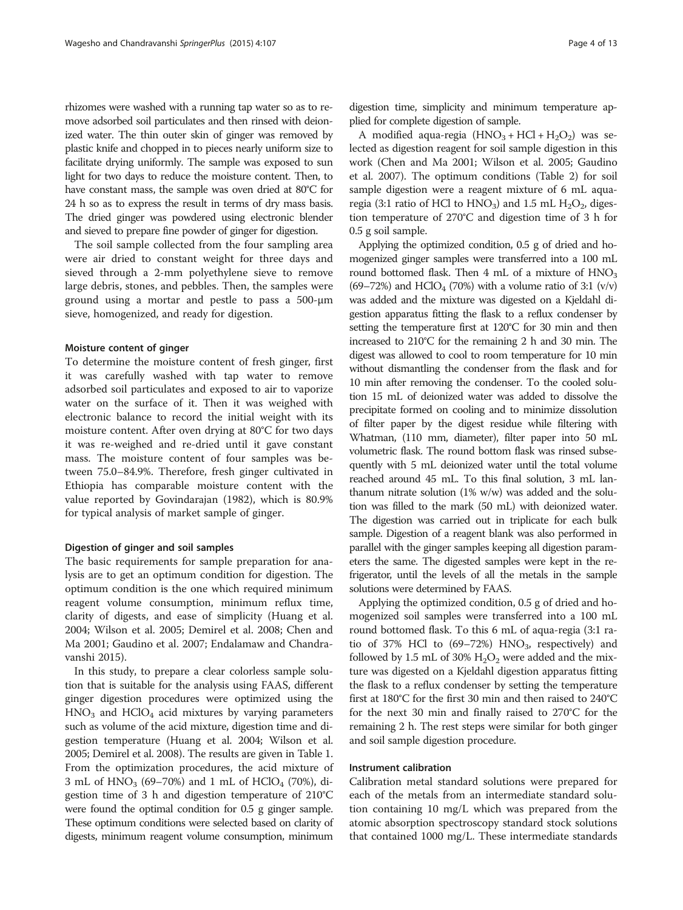rhizomes were washed with a running tap water so as to remove adsorbed soil particulates and then rinsed with deionized water. The thin outer skin of ginger was removed by plastic knife and chopped in to pieces nearly uniform size to facilitate drying uniformly. The sample was exposed to sun light for two days to reduce the moisture content. Then, to have constant mass, the sample was oven dried at 80°C for 24 h so as to express the result in terms of dry mass basis. The dried ginger was powdered using electronic blender and sieved to prepare fine powder of ginger for digestion.

The soil sample collected from the four sampling area were air dried to constant weight for three days and sieved through a 2-mm polyethylene sieve to remove large debris, stones, and pebbles. Then, the samples were ground using a mortar and pestle to pass a 500-μm sieve, homogenized, and ready for digestion.

#### Moisture content of ginger

To determine the moisture content of fresh ginger, first it was carefully washed with tap water to remove adsorbed soil particulates and exposed to air to vaporize water on the surface of it. Then it was weighed with electronic balance to record the initial weight with its moisture content. After oven drying at 80°C for two days it was re-weighed and re-dried until it gave constant mass. The moisture content of four samples was between 75.0–84.9%. Therefore, fresh ginger cultivated in Ethiopia has comparable moisture content with the value reported by Govindarajan (1982), which is 80.9% for typical analysis of market sample of ginger.

#### Digestion of ginger and soil samples

The basic requirements for sample preparation for analysis are to get an optimum condition for digestion. The optimum condition is the one which required minimum reagent volume consumption, minimum reflux time, clarity of digests, and ease of simplicity (Huang et al. 2004; Wilson et al. 2005; Demirel et al. 2008; Chen and Ma 2001; Gaudino et al. 2007; Endalamaw and Chandravanshi 2015).

In this study, to prepare a clear colorless sample solution that is suitable for the analysis using FAAS, different ginger digestion procedures were optimized using the $HNO_3$ and $HClO_4$ acid mixtures by varying parameters such as volume of the acid mixture, digestion time and digestion temperature (Huang et al. 2004; Wilson et al. 2005; Demirel et al. 2008). The results are given in Table 1. From the optimization procedures, the acid mixture of 3 mL of $HNO_3$ (69–70%) and 1 mL of $HClO_4$ (70%), digestion time of 3 h and digestion temperature of 210°C were found the optimal condition for 0.5 g ginger sample. These optimum conditions were selected based on clarity of digests, minimum reagent volume consumption, minimum digestion time, simplicity and minimum temperature applied for complete digestion of sample.

A modified aqua-regia ($HNO_3 + HCl + H_2O_2$) was selected as digestion reagent for soil sample digestion in this work (Chen and Ma 2001; Wilson et al. 2005; Gaudino et al. 2007). The optimum conditions (Table 2) for soil sample digestion were a reagent mixture of 6 mL aqua-regia (3:1 ratio of HCl to $HNO_3$) and 1.5 mL $H_2O_2$, digestion temperature of 270°C and digestion time of 3 h for 0.5 g soil sample.

Applying the optimized condition, 0.5 g of dried and homogenized ginger samples were transferred into a 100 mL round bottomed flask. Then 4 mL of a mixture of $HNO_3$ (69–72%) and $HClO_4$ (70%) with a volume ratio of 3:1 (v/v) was added and the mixture was digested on a Kjeldahl digestion apparatus fitting the flask to a reflux condenser by setting the temperature first at 120°C for 30 min and then increased to 210°C for the remaining 2 h and 30 min. The digest was allowed to cool to room temperature for 10 min without dismantling the condenser from the flask and for 10 min after removing the condenser. To the cooled solution 15 mL of deionized water was added to dissolve the precipitate formed on cooling and to minimize dissolution of filter paper by the digest residue while filtering with Whatman, (110 mm, diameter), filter paper into 50 mL volumetric flask. The round bottom flask was rinsed subsequently with 5 mL deionized water until the total volume reached around 45 mL. To this final solution, 3 mL lanthanum nitrate solution (1% w/w) was added and the solution was filled to the mark (50 mL) with deionized water. The digestion was carried out in triplicate for each bulk sample. Digestion of a reagent blank was also performed in parallel with the ginger samples keeping all digestion parameters the same. The digested samples were kept in the refrigerator, until the levels of all the metals in the sample solutions were determined by FAAS.

Applying the optimized condition, 0.5 g of dried and homogenized soil samples were transferred into a 100 mL round bottomed flask. To this 6 mL of aqua-regia (3:1 ratio of 37% HCl to (69–72%) $HNO_3$, respectively) and followed by 1.5 mL of 30% $H_2O_2$ were added and the mixture was digested on a Kjeldahl digestion apparatus fitting the flask to a reflux condenser by setting the temperature first at 180°C for the first 30 min and then raised to 240°C for the next 30 min and finally raised to 270°C for the remaining 2 h. The rest steps were similar for both ginger and soil sample digestion procedure.

#### Instrument calibration

Calibration metal standard solutions were prepared for each of the metals from an intermediate standard solution containing 10 mg/L which was prepared from the atomic absorption spectroscopy standard stock solutions that contained 1000 mg/L. These intermediate standards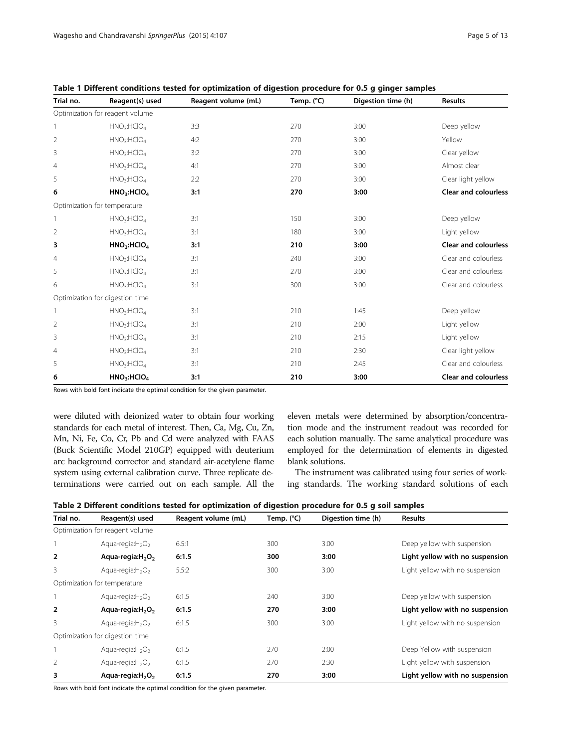**Table 1 Different conditions tested for optimization of digestion procedure for 0.5 g ginger samples**

| Trial no. | Reagent(s) used | Reagent volume (mL) | Temp. (°C) | Digestion time (h) | Results |
|---|---|---|---|---|---|
| Optimization for reagent volume | | | | | |
| 1 | $HNO_3$:$HClO_4$ | 3:3 | 270 | 3:00 | Deep yellow |
| 2 | $HNO_3$:$HClO_4$ | 4:2 | 270 | 3:00 | Yellow |
| 3 | $HNO_3$:$HClO_4$ | 3:2 | 270 | 3:00 | Clear yellow |
| 4 | $HNO_3$:$HClO_4$ | 4:1 | 270 | 3:00 | Almost clear |
| 5 | $HNO_3$:$HClO_4$ | 2:2 | 270 | 3:00 | Clear light yellow |
| **6** | **$HNO_3$:$HClO_4$** | **3:1** | **270** | **3:00** | **Clear and colourless** |
| Optimization for temperature | | | | | |
| 1 | $HNO_3$:$HClO_4$ | 3:1 | 150 | 3:00 | Deep yellow |
| 2 | $HNO_3$:$HClO_4$ | 3:1 | 180 | 3:00 | Light yellow |
| **3** | **$HNO_3$:$HClO_4$** | **3:1** | **210** | **3:00** | **Clear and colourless** |
| 4 | $HNO_3$:$HClO_4$ | 3:1 | 240 | 3:00 | Clear and colourless |
| 5 | $HNO_3$:$HClO_4$ | 3:1 | 270 | 3:00 | Clear and colourless |
| 6 | $HNO_3$:$HClO_4$ | 3:1 | 300 | 3:00 | Clear and colourless |
| Optimization for digestion time | | | | | |
| 1 | $HNO_3$:$HClO_4$ | 3:1 | 210 | 1:45 | Deep yellow |
| 2 | $HNO_3$:$HClO_4$ | 3:1 | 210 | 2:00 | Light yellow |
| 3 | $HNO_3$:$HClO_4$ | 3:1 | 210 | 2:15 | Light yellow |
| 4 | $HNO_3$:$HClO_4$ | 3:1 | 210 | 2:30 | Clear light yellow |
| 5 | $HNO_3$:$HClO_4$ | 3:1 | 210 | 2:45 | Clear and colourless |
| **6** | **$HNO_3$:$HClO_4$** | **3:1** | **210** | **3:00** | **Clear and colourless** |

Rows with bold font indicate the optimal condition for the given parameter.

were diluted with deionized water to obtain four working standards for each metal of interest. Then, Ca, Mg, Cu, Zn, Mn, Ni, Fe, Co, Cr, Pb and Cd were analyzed with FAAS (Buck Scientific Model 210GP) equipped with deuterium arc background corrector and standard air-acetylene flame system using external calibration curve. Three replicate determinations were carried out on each sample. All the eleven metals were determined by absorption/concentration mode and the instrument readout was recorded for each solution manually. The same analytical procedure was employed for the determination of elements in digested blank solutions.

The instrument was calibrated using four series of working standards. The working standard solutions of each

**Table 2 Different conditions tested for optimization of digestion procedure for 0.5 g soil samples**

| Trial no. | Reagent(s) used | Reagent volume (mL) | Temp. (°C) | Digestion time (h) | Results |
|---|---|---|---|---|---|
| Optimization for reagent volume | | | | | |
| 1 | Aqua-regia:$H_2O_2$ | 6.5:1 | 300 | 3:00 | Deep yellow with suspension |
| **2** | **Aqua-regia:$H_2O_2$** | **6:1.5** | **300** | **3:00** | **Light yellow with no suspension** |
| 3 | Aqua-regia:$H_2O_2$ | 5.5:2 | 300 | 3:00 | Light yellow with no suspension |
| Optimization for temperature | | | | | |
| 1 | Aqua-regia:$H_2O_2$ | 6:1.5 | 240 | 3:00 | Deep yellow with suspension |
| **2** | **Aqua-regia:$H_2O_2$** | **6:1.5** | **270** | **3:00** | **Light yellow with no suspension** |
| 3 | Aqua-regia:$H_2O_2$ | 6:1.5 | 300 | 3:00 | Light yellow with no suspension |
| Optimization for digestion time | | | | | |
| 1 | Aqua-regia:$H_2O_2$ | 6:1.5 | 270 | 2:00 | Deep Yellow with suspension |
| 2 | Aqua-regia:$H_2O_2$ | 6:1.5 | 270 | 2:30 | Light yellow with suspension |
| **3** | **Aqua-regia:$H_2O_2$** | **6:1.5** | **270** | **3:00** | **Light yellow with no suspension** |

Rows with bold font indicate the optimal condition for the given parameter.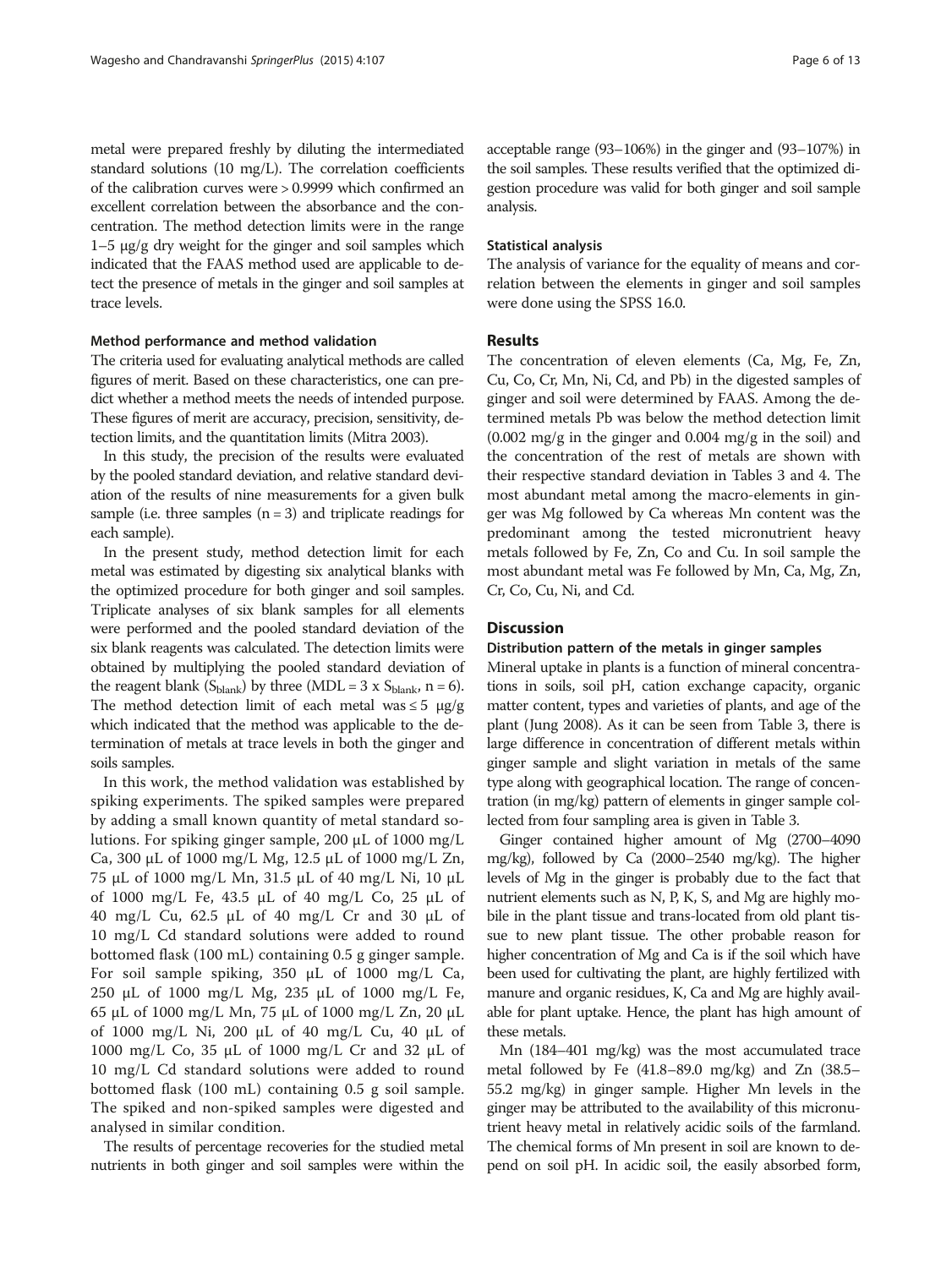metal were prepared freshly by diluting the intermediated standard solutions (10 mg/L). The correlation coefficients of the calibration curves were > 0.9999 which confirmed an excellent correlation between the absorbance and the concentration. The method detection limits were in the range 1–5 μg/g dry weight for the ginger and soil samples which indicated that the FAAS method used are applicable to detect the presence of metals in the ginger and soil samples at trace levels.

#### Method performance and method validation

The criteria used for evaluating analytical methods are called figures of merit. Based on these characteristics, one can predict whether a method meets the needs of intended purpose. These figures of merit are accuracy, precision, sensitivity, detection limits, and the quantitation limits (Mitra 2003).

In this study, the precision of the results were evaluated by the pooled standard deviation, and relative standard deviation of the results of nine measurements for a given bulk sample (i.e. three samples (n = 3) and triplicate readings for each sample).

In the present study, method detection limit for each metal was estimated by digesting six analytical blanks with the optimized procedure for both ginger and soil samples. Triplicate analyses of six blank samples for all elements were performed and the pooled standard deviation of the six blank reagents was calculated. The detection limits were obtained by multiplying the pooled standard deviation of the reagent blank ($S_{blank}$) by three (MDL = 3 x $S_{blank}$, n = 6). The method detection limit of each metal was ≤ 5 μg/g which indicated that the method was applicable to the determination of metals at trace levels in both the ginger and soils samples.

In this work, the method validation was established by spiking experiments. The spiked samples were prepared by adding a small known quantity of metal standard solutions. For spiking ginger sample, 200 μL of 1000 mg/L Ca, 300 μL of 1000 mg/L Mg, 12.5 μL of 1000 mg/L Zn, 75 μL of 1000 mg/L Mn, 31.5 μL of 40 mg/L Ni, 10 μL of 1000 mg/L Fe, 43.5 μL of 40 mg/L Co, 25 μL of 40 mg/L Cu, 62.5 μL of 40 mg/L Cr and 30 μL of 10 mg/L Cd standard solutions were added to round bottomed flask (100 mL) containing 0.5 g ginger sample. For soil sample spiking, 350 μL of 1000 mg/L Ca, 250 μL of 1000 mg/L Mg, 235 μL of 1000 mg/L Fe, 65 μL of 1000 mg/L Mn, 75 μL of 1000 mg/L Zn, 20 μL of 1000 mg/L Ni, 200 μL of 40 mg/L Cu, 40 μL of 1000 mg/L Co, 35 μL of 1000 mg/L Cr and 32 μL of 10 mg/L Cd standard solutions were added to round bottomed flask (100 mL) containing 0.5 g soil sample. The spiked and non-spiked samples were digested and analysed in similar condition.

The results of percentage recoveries for the studied metal nutrients in both ginger and soil samples were within the acceptable range (93–106%) in the ginger and (93–107%) in the soil samples. These results verified that the optimized digestion procedure was valid for both ginger and soil sample analysis.

#### Statistical analysis

The analysis of variance for the equality of means and correlation between the elements in ginger and soil samples were done using the SPSS 16.0.

## Results

The concentration of eleven elements (Ca, Mg, Fe, Zn, Cu, Co, Cr, Mn, Ni, Cd, and Pb) in the digested samples of ginger and soil were determined by FAAS. Among the determined metals Pb was below the method detection limit (0.002 mg/g in the ginger and 0.004 mg/g in the soil) and the concentration of the rest of metals are shown with their respective standard deviation in Tables 3 and 4. The most abundant metal among the macro-elements in ginger was Mg followed by Ca whereas Mn content was the predominant among the tested micronutrient heavy metals followed by Fe, Zn, Co and Cu. In soil sample the most abundant metal was Fe followed by Mn, Ca, Mg, Zn, Cr, Co, Cu, Ni, and Cd.

## Discussion

#### Distribution pattern of the metals in ginger samples

Mineral uptake in plants is a function of mineral concentrations in soils, soil pH, cation exchange capacity, organic matter content, types and varieties of plants, and age of the plant (Jung 2008). As it can be seen from Table 3, there is large difference in concentration of different metals within ginger sample and slight variation in metals of the same type along with geographical location. The range of concentration (in mg/kg) pattern of elements in ginger sample collected from four sampling area is given in Table 3.

Ginger contained higher amount of Mg (2700–4090 mg/kg), followed by Ca (2000–2540 mg/kg). The higher levels of Mg in the ginger is probably due to the fact that nutrient elements such as N, P, K, S, and Mg are highly mobile in the plant tissue and trans-located from old plant tissue to new plant tissue. The other probable reason for higher concentration of Mg and Ca is if the soil which have been used for cultivating the plant, are highly fertilized with manure and organic residues, K, Ca and Mg are highly available for plant uptake. Hence, the plant has high amount of these metals.

Mn (184–401 mg/kg) was the most accumulated trace metal followed by Fe (41.8–89.0 mg/kg) and Zn (38.5–55.2 mg/kg) in ginger sample. Higher Mn levels in the ginger may be attributed to the availability of this micronutrient heavy metal in relatively acidic soils of the farmland. The chemical forms of Mn present in soil are known to depend on soil pH. In acidic soil, the easily absorbed form,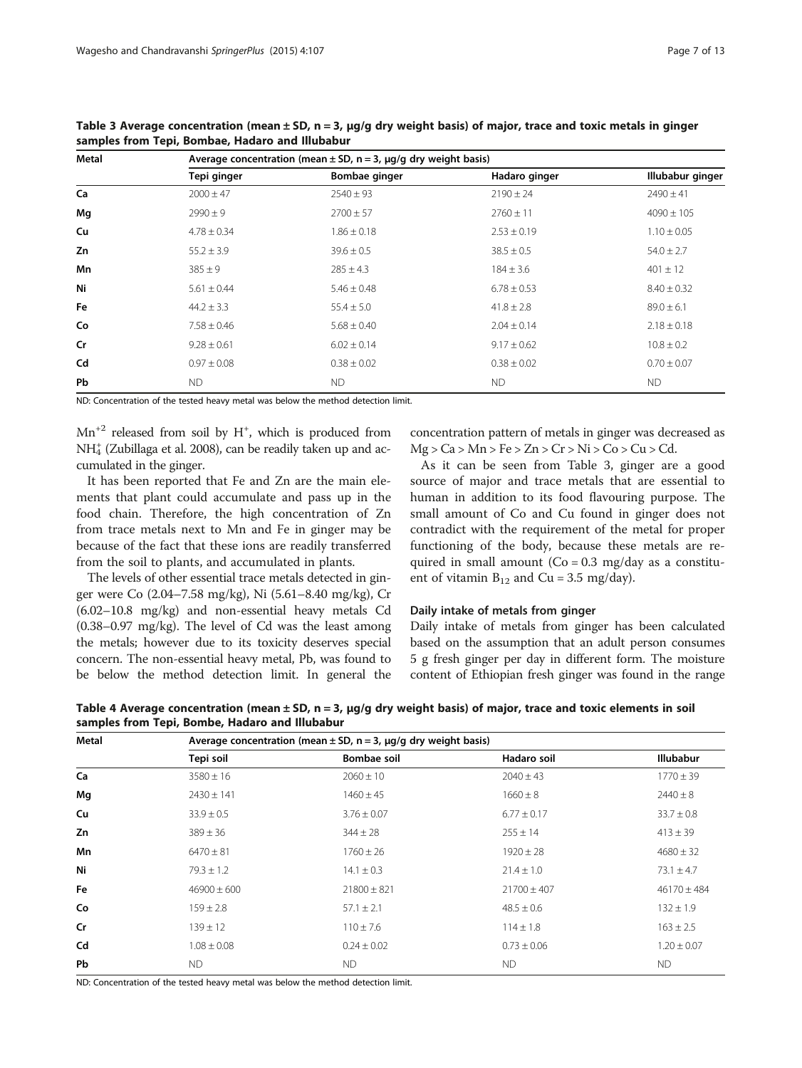**Table 3 Average concentration (mean ± SD, n = 3, μg/g dry weight basis) of major, trace and toxic metals in ginger samples from Tepi, Bombae, Hadaro and Illubabur**

| Metal | Average concentration (mean ± SD, n = 3, μg/g dry weight basis) | | | |
|---|---|---|---|---|
| | Tepi ginger | Bombae ginger | Hadaro ginger | Illubabur ginger |
| **Ca** | 2000 ± 47 | 2540 ± 93 | 2190 ± 24 | 2490 ± 41 |
| **Mg** | 2990 ± 9 | 2700 ± 57 | 2760 ± 11 | 4090 ± 105 |
| **Cu** | 4.78 ± 0.34 | 1.86 ± 0.18 | 2.53 ± 0.19 | 1.10 ± 0.05 |
| **Zn** | 55.2 ± 3.9 | 39.6 ± 0.5 | 38.5 ± 0.5 | 54.0 ± 2.7 |
| **Mn** | 385 ± 9 | 285 ± 4.3 | 184 ± 3.6 | 401 ± 12 |
| **Ni** | 5.61 ± 0.44 | 5.46 ± 0.48 | 6.78 ± 0.53 | 8.40 ± 0.32 |
| **Fe** | 44.2 ± 3.3 | 55.4 ± 5.0 | 41.8 ± 2.8 | 89.0 ± 6.1 |
| **Co** | 7.58 ± 0.46 | 5.68 ± 0.40 | 2.04 ± 0.14 | 2.18 ± 0.18 |
| **Cr** | 9.28 ± 0.61 | 6.02 ± 0.14 | 9.17 ± 0.62 | 10.8 ± 0.2 |
| **Cd** | 0.97 ± 0.08 | 0.38 ± 0.02 | 0.38 ± 0.02 | 0.70 ± 0.07 |
| **Pb** | ND | ND | ND | ND |

ND: Concentration of the tested heavy metal was below the method detection limit.

$Mn^{+2}$ released from soil by $H^{+}$, which is produced from $NH_4^{+}$ (Zubillaga et al. 2008), can be readily taken up and accumulated in the ginger.

It has been reported that Fe and Zn are the main elements that plant could accumulate and pass up in the food chain. Therefore, the high concentration of Zn from trace metals next to Mn and Fe in ginger may be because of the fact that these ions are readily transferred from the soil to plants, and accumulated in plants.

The levels of other essential trace metals detected in ginger were Co (2.04–7.58 mg/kg), Ni (5.61–8.40 mg/kg), Cr (6.02–10.8 mg/kg) and non-essential heavy metals Cd (0.38–0.97 mg/kg). The level of Cd was the least among the metals; however due to its toxicity deserves special concern. The non-essential heavy metal, Pb, was found to be below the method detection limit. In general the concentration pattern of metals in ginger was decreased as Mg > Ca > Mn > Fe > Zn > Cr > Ni > Co > Cu > Cd.

As it can be seen from Table 3, ginger are a good source of major and trace metals that are essential to human in addition to its food flavouring purpose. The small amount of Co and Cu found in ginger does not contradict with the requirement of the metal for proper functioning of the body, because these metals are required in small amount (Co = 0.3 mg/day as a constituent of vitamin $B_{12}$ and Cu = 3.5 mg/day).

### Daily intake of metals from ginger

Daily intake of metals from ginger has been calculated based on the assumption that an adult person consumes 5 g fresh ginger per day in different form. The moisture content of Ethiopian fresh ginger was found in the range

**Table 4 Average concentration (mean ± SD, n = 3, μg/g dry weight basis) of major, trace and toxic elements in soil samples from Tepi, Bombe, Hadaro and Illubabur**

| Metal | Average concentration (mean ± SD, n = 3, μg/g dry weight basis) | | | |
|---|---|---|---|---|
| | Tepi soil | Bombae soil | Hadaro soil | Illubabur |
| **Ca** | 3580 ± 16 | 2060 ± 10 | 2040 ± 43 | 1770 ± 39 |
| **Mg** | 2430 ± 141 | 1460 ± 45 | 1660 ± 8 | 2440 ± 8 |
| **Cu** | 33.9 ± 0.5 | 3.76 ± 0.07 | 6.77 ± 0.17 | 33.7 ± 0.8 |
| **Zn** | 389 ± 36 | 344 ± 28 | 255 ± 14 | 413 ± 39 |
| **Mn** | 6470 ± 81 | 1760 ± 26 | 1920 ± 28 | 4680 ± 32 |
| **Ni** | 79.3 ± 1.2 | 14.1 ± 0.3 | 21.4 ± 1.0 | 73.1 ± 4.7 |
| **Fe** | 46900 ± 600 | 21800 ± 821 | 21700 ± 407 | 46170 ± 484 |
| **Co** | 159 ± 2.8 | 57.1 ± 2.1 | 48.5 ± 0.6 | 132 ± 1.9 |
| **Cr** | 139 ± 12 | 110 ± 7.6 | 114 ± 1.8 | 163 ± 2.5 |
| **Cd** | 1.08 ± 0.08 | 0.24 ± 0.02 | 0.73 ± 0.06 | 1.20 ± 0.07 |
| **Pb** | ND | ND | ND | ND |

ND: Concentration of the tested heavy metal was below the method detection limit.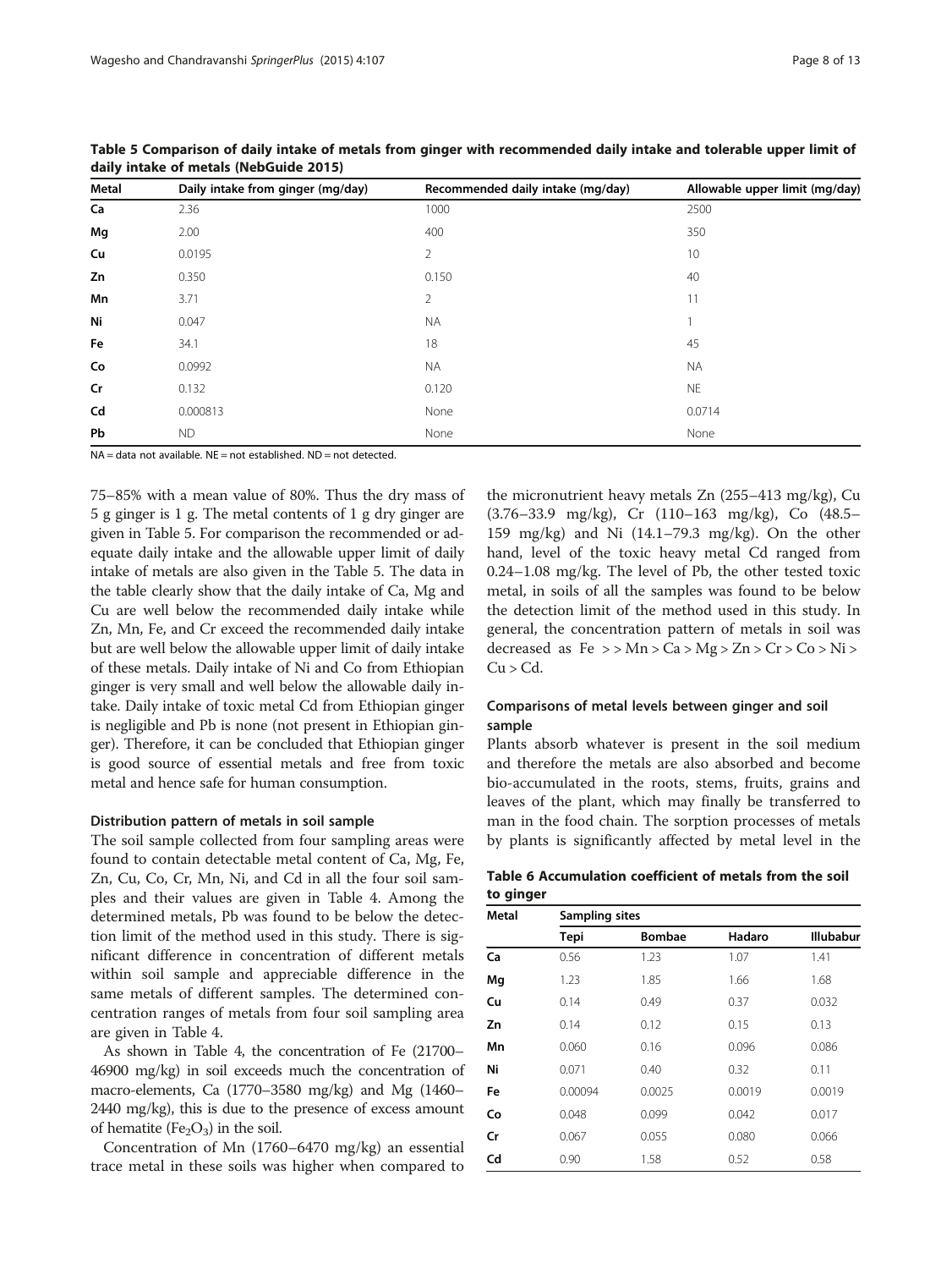**Table 5 Comparison of daily intake of metals from ginger with recommended daily intake and tolerable upper limit of daily intake of metals (NebGuide 2015)**

| Metal | Daily intake from ginger (mg/day) | Recommended daily intake (mg/day) | Allowable upper limit (mg/day) |
|---|---|---|---|
| **Ca** | 2.36 | 1000 | 2500 |
| **Mg** | 2.00 | 400 | 350 |
| **Cu** | 0.0195 | 2 | 10 |
| **Zn** | 0.350 | 0.150 | 40 |
| **Mn** | 3.71 | 2 | 11 |
| **Ni** | 0.047 | NA | 1 |
| **Fe** | 34.1 | 18 | 45 |
| **Co** | 0.0992 | NA | NA |
| **Cr** | 0.132 | 0.120 | NE |
| **Cd** | 0.000813 | None | 0.0714 |
| **Pb** | ND | None | None |

NA = data not available. NE = not established. ND = not detected.

75–85% with a mean value of 80%. Thus the dry mass of 5 g ginger is 1 g. The metal contents of 1 g dry ginger are given in Table 5. For comparison the recommended or adequate daily intake and the allowable upper limit of daily intake of metals are also given in the Table 5. The data in the table clearly show that the daily intake of Ca, Mg and Cu are well below the recommended daily intake while Zn, Mn, Fe, and Cr exceed the recommended daily intake but are well below the allowable upper limit of daily intake of these metals. Daily intake of Ni and Co from Ethiopian ginger is very small and well below the allowable daily intake. Daily intake of toxic metal Cd from Ethiopian ginger is negligible and Pb is none (not present in Ethiopian ginger). Therefore, it can be concluded that Ethiopian ginger is good source of essential metals and free from toxic metal and hence safe for human consumption.

#### Distribution pattern of metals in soil sample

The soil sample collected from four sampling areas were found to contain detectable metal content of Ca, Mg, Fe, Zn, Cu, Co, Cr, Mn, Ni, and Cd in all the four soil samples and their values are given in Table 4. Among the determined metals, Pb was found to be below the detection limit of the method used in this study. There is significant difference in concentration of different metals within soil sample and appreciable difference in the same metals of different samples. The determined concentration ranges of metals from four soil sampling area are given in Table 4.

As shown in Table 4, the concentration of Fe (21700–46900 mg/kg) in soil exceeds much the concentration of macro-elements, Ca (1770–3580 mg/kg) and Mg (1460–2440 mg/kg), this is due to the presence of excess amount of hematite ($Fe_2O_3$) in the soil.

Concentration of Mn (1760–6470 mg/kg) an essential trace metal in these soils was higher when compared to the micronutrient heavy metals Zn (255–413 mg/kg), Cu (3.76–33.9 mg/kg), Cr (110–163 mg/kg), Co (48.5–159 mg/kg) and Ni (14.1–79.3 mg/kg). On the other hand, level of the toxic heavy metal Cd ranged from 0.24–1.08 mg/kg. The level of Pb, the other tested toxic metal, in soils of all the samples was found to be below the detection limit of the method used in this study. In general, the concentration pattern of metals in soil was decreased as Fe > > Mn > Ca > Mg > Zn > Cr > Co > Ni > Cu > Cd.

#### Comparisons of metal levels between ginger and soil sample

Plants absorb whatever is present in the soil medium and therefore the metals are also absorbed and become bio-accumulated in the roots, stems, fruits, grains and leaves of the plant, which may finally be transferred to man in the food chain. The sorption processes of metals by plants is significantly affected by metal level in the

**Table 6 Accumulation coefficient of metals from the soil to ginger**

| Metal | Sampling sites | | | |
|---|---|---|---|---|
| | Tepi | Bombae | Hadaro | Illubabur |
| **Ca** | 0.56 | 1.23 | 1.07 | 1.41 |
| **Mg** | 1.23 | 1.85 | 1.66 | 1.68 |
| **Cu** | 0.14 | 0.49 | 0.37 | 0.032 |
| **Zn** | 0.14 | 0.12 | 0.15 | 0.13 |
| **Mn** | 0.060 | 0.16 | 0.096 | 0.086 |
| **Ni** | 0.071 | 0.40 | 0.32 | 0.11 |
| **Fe** | 0.00094 | 0.0025 | 0.0019 | 0.0019 |
| **Co** | 0.048 | 0.099 | 0.042 | 0.017 |
| **Cr** | 0.067 | 0.055 | 0.080 | 0.066 |
| **Cd** | 0.90 | 1.58 | 0.52 | 0.58 |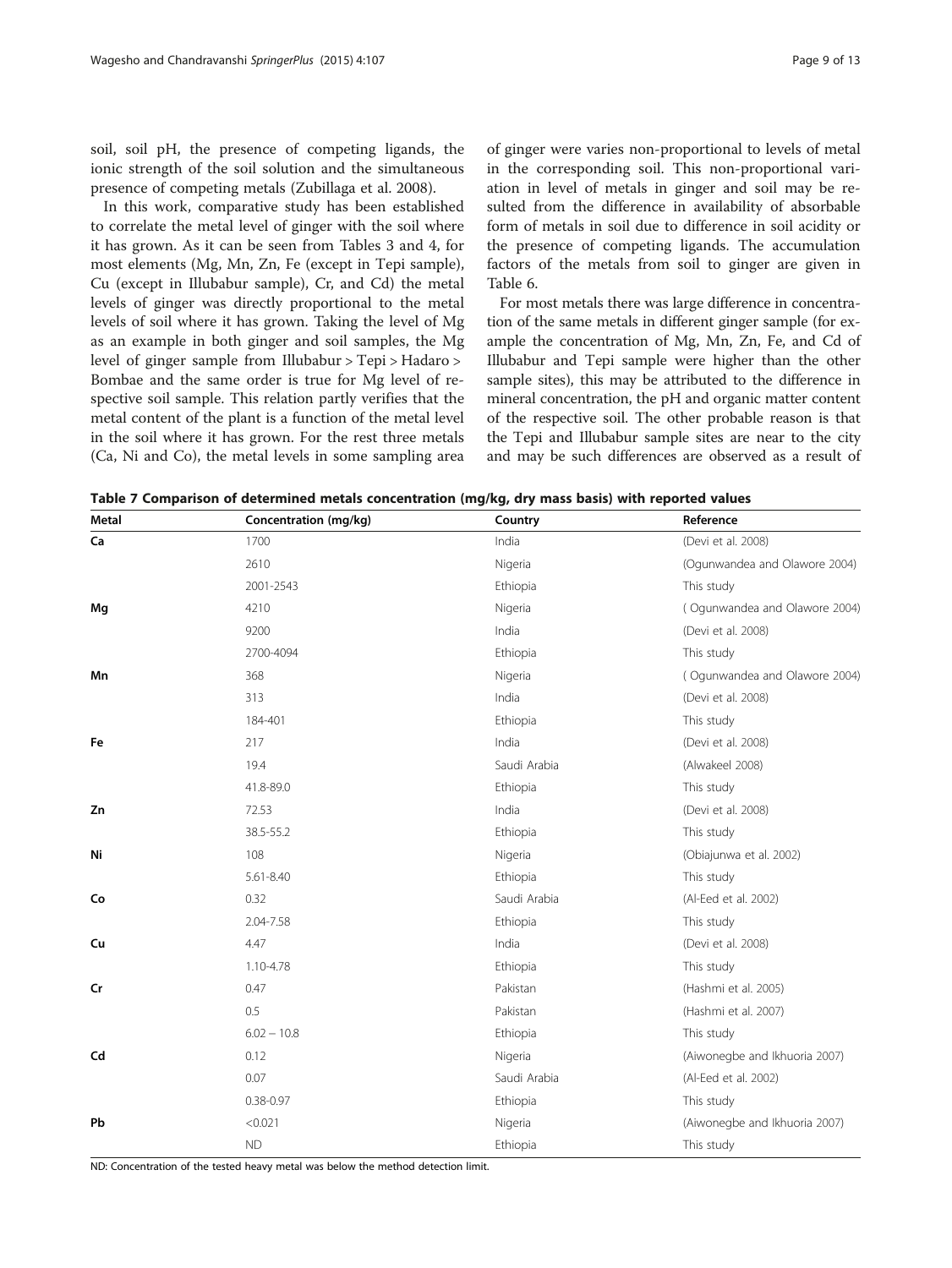soil, soil pH, the presence of competing ligands, the ionic strength of the soil solution and the simultaneous presence of competing metals (Zubillaga et al. 2008).

In this work, comparative study has been established to correlate the metal level of ginger with the soil where it has grown. As it can be seen from Tables 3 and 4, for most elements (Mg, Mn, Zn, Fe (except in Tepi sample), Cu (except in Illubabur sample), Cr, and Cd) the metal levels of ginger was directly proportional to the metal levels of soil where it has grown. Taking the level of Mg as an example in both ginger and soil samples, the Mg level of ginger sample from Illubabur > Tepi > Hadaro > Bombae and the same order is true for Mg level of respective soil sample. This relation partly verifies that the metal content of the plant is a function of the metal level in the soil where it has grown. For the rest three metals (Ca, Ni and Co), the metal levels in some sampling area of ginger were varies non-proportional to levels of metal in the corresponding soil. This non-proportional variation in level of metals in ginger and soil may be resulted from the difference in availability of absorbable form of metals in soil due to difference in soil acidity or the presence of competing ligands. The accumulation factors of the metals from soil to ginger are given in Table 6.

For most metals there was large difference in concentration of the same metals in different ginger sample (for example the concentration of Mg, Mn, Zn, Fe, and Cd of Illubabur and Tepi sample were higher than the other sample sites), this may be attributed to the difference in mineral concentration, the pH and organic matter content of the respective soil. The other probable reason is that the Tepi and Illubabur sample sites are near to the city and may be such differences are observed as a result of

**Table 7 Comparison of determined metals concentration (mg/kg, dry mass basis) with reported values**

| Metal | Concentration (mg/kg) | Country | Reference |
|---|---|---|---|
| **Ca** | 1700 | India | (Devi et al. 2008) |
| | 2610 | Nigeria | (Ogunwandea and Olawore 2004) |
| | 2001-2543 | Ethiopia | This study |
| **Mg** | 4210 | Nigeria | ( Ogunwandea and Olawore 2004) |
| | 9200 | India | (Devi et al. 2008) |
| | 2700-4094 | Ethiopia | This study |
| **Mn** | 368 | Nigeria | ( Ogunwandea and Olawore 2004) |
| | 313 | India | (Devi et al. 2008) |
| | 184-401 | Ethiopia | This study |
| **Fe** | 217 | India | (Devi et al. 2008) |
| | 19.4 | Saudi Arabia | (Alwakeel 2008) |
| | 41.8-89.0 | Ethiopia | This study |
| **Zn** | 72.53 | India | (Devi et al. 2008) |
| | 38.5-55.2 | Ethiopia | This study |
| **Ni** | 108 | Nigeria | (Obiajunwa et al. 2002) |
| | 5.61-8.40 | Ethiopia | This study |
| **Co** | 0.32 | Saudi Arabia | (Al-Eed et al. 2002) |
| | 2.04-7.58 | Ethiopia | This study |
| **Cu** | 4.47 | India | (Devi et al. 2008) |
| | 1.10-4.78 | Ethiopia | This study |
| **Cr** | 0.47 | Pakistan | (Hashmi et al. 2005) |
| | 0.5 | Pakistan | (Hashmi et al. 2007) |
| | 6.02 – 10.8 | Ethiopia | This study |
| **Cd** | 0.12 | Nigeria | (Aiwonegbe and Ikhuoria 2007) |
| | 0.07 | Saudi Arabia | (Al-Eed et al. 2002) |
| | 0.38-0.97 | Ethiopia | This study |
| **Pb** | <0.021 | Nigeria | (Aiwonegbe and Ikhuoria 2007) |
| | ND | Ethiopia | This study |

ND: Concentration of the tested heavy metal was below the method detection limit.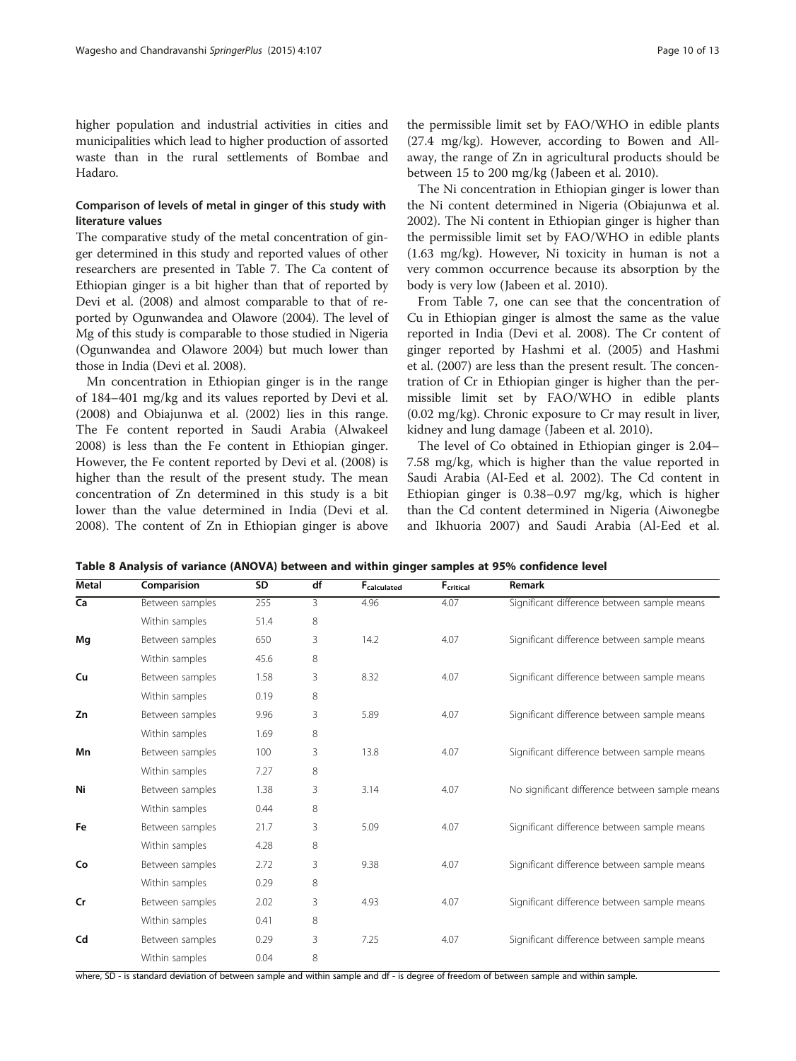higher population and industrial activities in cities and municipalities which lead to higher production of assorted waste than in the rural settlements of Bombae and Hadaro.

### Comparison of levels of metal in ginger of this study with literature values

The comparative study of the metal concentration of ginger determined in this study and reported values of other researchers are presented in Table 7. The Ca content of Ethiopian ginger is a bit higher than that of reported by Devi et al. (2008) and almost comparable to that of reported by Ogunwandea and Olawore (2004). The level of Mg of this study is comparable to those studied in Nigeria (Ogunwandea and Olawore 2004) but much lower than those in India (Devi et al. 2008).

Mn concentration in Ethiopian ginger is in the range of 184–401 mg/kg and its values reported by Devi et al. (2008) and Obiajunwa et al. (2002) lies in this range. The Fe content reported in Saudi Arabia (Alwakeel 2008) is less than the Fe content in Ethiopian ginger. However, the Fe content reported by Devi et al. (2008) is higher than the result of the present study. The mean concentration of Zn determined in this study is a bit lower than the value determined in India (Devi et al. 2008). The content of Zn in Ethiopian ginger is above the permissible limit set by FAO/WHO in edible plants (27.4 mg/kg). However, according to Bowen and Allaway, the range of Zn in agricultural products should be between 15 to 200 mg/kg (Jabeen et al. 2010).

The Ni concentration in Ethiopian ginger is lower than the Ni content determined in Nigeria (Obiajunwa et al. 2002). The Ni content in Ethiopian ginger is higher than the permissible limit set by FAO/WHO in edible plants (1.63 mg/kg). However, Ni toxicity in human is not a very common occurrence because its absorption by the body is very low (Jabeen et al. 2010).

From Table 7, one can see that the concentration of Cu in Ethiopian ginger is almost the same as the value reported in India (Devi et al. 2008). The Cr content of ginger reported by Hashmi et al. (2005) and Hashmi et al. (2007) are less than the present result. The concentration of Cr in Ethiopian ginger is higher than the permissible limit set by FAO/WHO in edible plants (0.02 mg/kg). Chronic exposure to Cr may result in liver, kidney and lung damage (Jabeen et al. 2010).

The level of Co obtained in Ethiopian ginger is 2.04–7.58 mg/kg, which is higher than the value reported in Saudi Arabia (Al-Eed et al. 2002). The Cd content in Ethiopian ginger is 0.38–0.97 mg/kg, which is higher than the Cd content determined in Nigeria (Aiwonegbe and Ikhuoria 2007) and Saudi Arabia (Al-Eed et al.

**Table 8 Analysis of variance (ANOVA) between and within ginger samples at 95% confidence level**

| Metal | Comparision | SD | df | $F_{calculated}$ | $F_{critical}$ | Remark |
|---|---|---|---|---|---|---|
| **Ca** | Between samples | 255 | 3 | 4.96 | 4.07 | Significant difference between sample means |
| | Within samples | 51.4 | 8 | | | |
| **Mg** | Between samples | 650 | 3 | 14.2 | 4.07 | Significant difference between sample means |
| | Within samples | 45.6 | 8 | | | |
| **Cu** | Between samples | 1.58 | 3 | 8.32 | 4.07 | Significant difference between sample means |
| | Within samples | 0.19 | 8 | | | |
| **Zn** | Between samples | 9.96 | 3 | 5.89 | 4.07 | Significant difference between sample means |
| | Within samples | 1.69 | 8 | | | |
| **Mn** | Between samples | 100 | 3 | 13.8 | 4.07 | Significant difference between sample means |
| | Within samples | 7.27 | 8 | | | |
| **Ni** | Between samples | 1.38 | 3 | 3.14 | 4.07 | No significant difference between sample means |
| | Within samples | 0.44 | 8 | | | |
| **Fe** | Between samples | 21.7 | 3 | 5.09 | 4.07 | Significant difference between sample means |
| | Within samples | 4.28 | 8 | | | |
| **Co** | Between samples | 2.72 | 3 | 9.38 | 4.07 | Significant difference between sample means |
| | Within samples | 0.29 | 8 | | | |
| **Cr** | Between samples | 2.02 | 3 | 4.93 | 4.07 | Significant difference between sample means |
| | Within samples | 0.41 | 8 | | | |
| **Cd** | Between samples | 0.29 | 3 | 7.25 | 4.07 | Significant difference between sample means |
| | Within samples | 0.04 | 8 | | | |

where, SD - is standard deviation of between sample and within sample and df - is degree of freedom of between sample and within sample.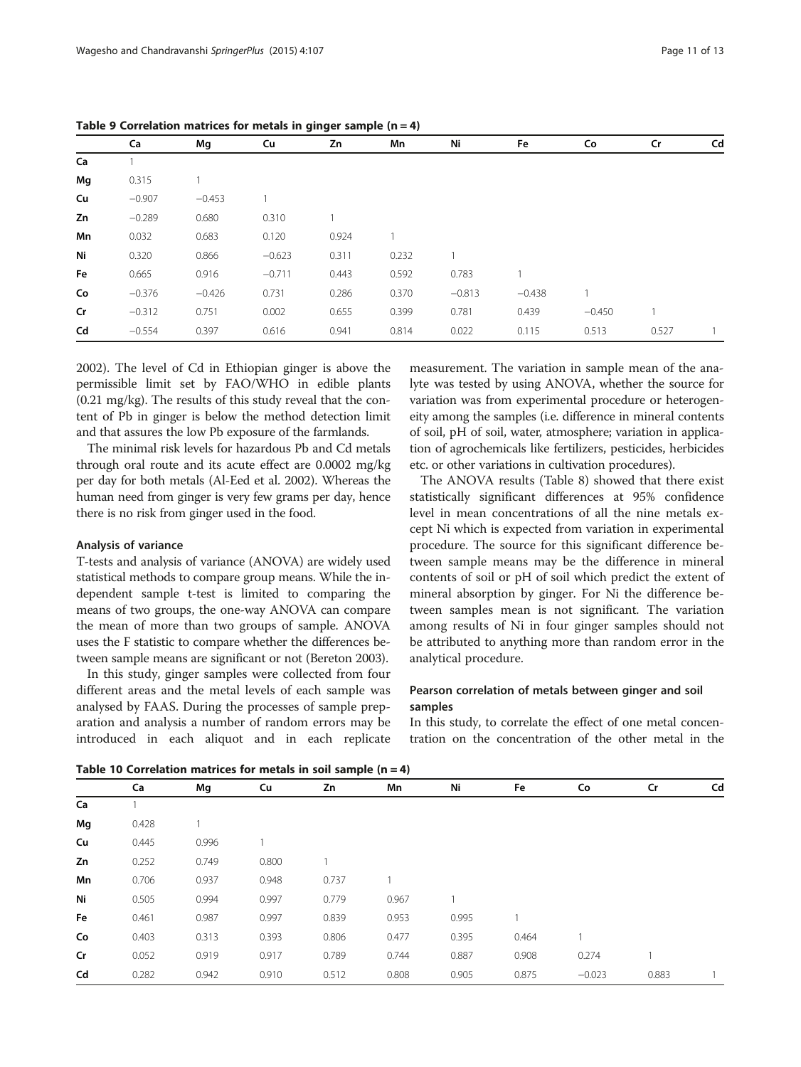**Table 9 Correlation matrices for metals in ginger sample (n = 4)**

| | Ca | Mg | Cu | Zn | Mn | Ni | Fe | Co | Cr | Cd |
|---|---|---|---|---|---|---|---|---|---|---|
| **Ca** | 1 | | | | | | | | | |
| **Mg** | 0.315 | 1 | | | | | | | | |
| **Cu** | −0.907 | −0.453 | 1 | | | | | | | |
| **Zn** | −0.289 | 0.680 | 0.310 | 1 | | | | | | |
| **Mn** | 0.032 | 0.683 | 0.120 | 0.924 | 1 | | | | | |
| **Ni** | 0.320 | 0.866 | −0.623 | 0.311 | 0.232 | 1 | | | | |
| **Fe** | 0.665 | 0.916 | −0.711 | 0.443 | 0.592 | 0.783 | 1 | | | |
| **Co** | −0.376 | −0.426 | 0.731 | 0.286 | 0.370 | −0.813 | −0.438 | 1 | | |
| **Cr** | −0.312 | 0.751 | 0.002 | 0.655 | 0.399 | 0.781 | 0.439 | −0.450 | 1 | |
| **Cd** | −0.554 | 0.397 | 0.616 | 0.941 | 0.814 | 0.022 | 0.115 | 0.513 | 0.527 | 1 |

2002). The level of Cd in Ethiopian ginger is above the permissible limit set by FAO/WHO in edible plants (0.21 mg/kg). The results of this study reveal that the content of Pb in ginger is below the method detection limit and that assures the low Pb exposure of the farmlands.

The minimal risk levels for hazardous Pb and Cd metals through oral route and its acute effect are 0.0002 mg/kg per day for both metals (Al-Eed et al. 2002). Whereas the human need from ginger is very few grams per day, hence there is no risk from ginger used in the food.

#### Analysis of variance

T-tests and analysis of variance (ANOVA) are widely used statistical methods to compare group means. While the independent sample t-test is limited to comparing the means of two groups, the one-way ANOVA can compare the mean of more than two groups of sample. ANOVA uses the F statistic to compare whether the differences between sample means are significant or not (Bereton 2003).

In this study, ginger samples were collected from four different areas and the metal levels of each sample was analysed by FAAS. During the processes of sample preparation and analysis a number of random errors may be introduced in each aliquot and in each replicate measurement. The variation in sample mean of the analyte was tested by using ANOVA, whether the source for variation was from experimental procedure or heterogeneity among the samples (i.e. difference in mineral contents of soil, pH of soil, water, atmosphere; variation in application of agrochemicals like fertilizers, pesticides, herbicides etc. or other variations in cultivation procedures).

The ANOVA results (Table 8) showed that there exist statistically significant differences at 95% confidence level in mean concentrations of all the nine metals except Ni which is expected from variation in experimental procedure. The source for this significant difference between sample means may be the difference in mineral contents of soil or pH of soil which predict the extent of mineral absorption by ginger. For Ni the difference between samples mean is not significant. The variation among results of Ni in four ginger samples should not be attributed to anything more than random error in the analytical procedure.

#### Pearson correlation of metals between ginger and soil samples

In this study, to correlate the effect of one metal concentration on the concentration of the other metal in the

**Table 10 Correlation matrices for metals in soil sample (n = 4)**

| | Ca | Mg | Cu | Zn | Mn | Ni | Fe | Co | Cr | Cd |
|---|---|---|---|---|---|---|---|---|---|---|
| **Ca** | 1 | | | | | | | | | |
| **Mg** | 0.428 | 1 | | | | | | | | |
| **Cu** | 0.445 | 0.996 | 1 | | | | | | | |
| **Zn** | 0.252 | 0.749 | 0.800 | 1 | | | | | | |
| **Mn** | 0.706 | 0.937 | 0.948 | 0.737 | 1 | | | | | |
| **Ni** | 0.505 | 0.994 | 0.997 | 0.779 | 0.967 | 1 | | | | |
| **Fe** | 0.461 | 0.987 | 0.997 | 0.839 | 0.953 | 0.995 | 1 | | | |
| **Co** | 0.403 | 0.313 | 0.393 | 0.806 | 0.477 | 0.395 | 0.464 | 1 | | |
| **Cr** | 0.052 | 0.919 | 0.917 | 0.789 | 0.744 | 0.887 | 0.908 | 0.274 | 1 | |
| **Cd** | 0.282 | 0.942 | 0.910 | 0.512 | 0.808 | 0.905 | 0.875 | −0.023 | 0.883 | 1 |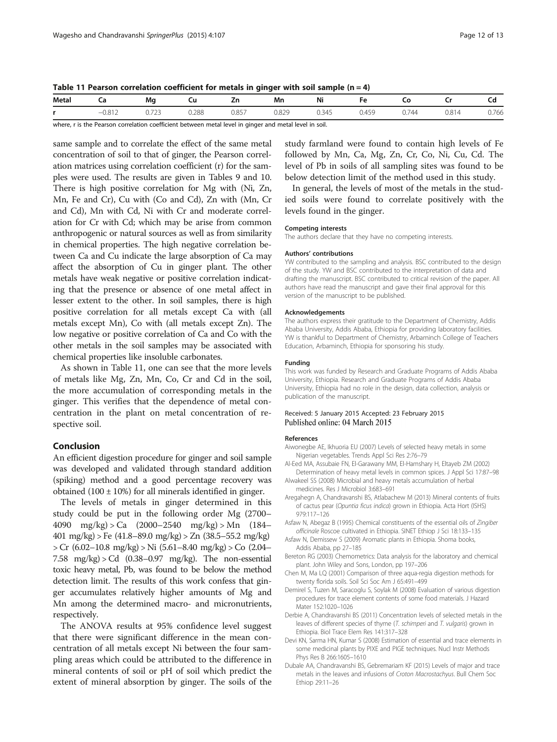**Table 11 Pearson correlation coefficient for metals in ginger with soil sample (n = 4)**

| Metal | Ca | Mg | Cu | Zn | Mn | Ni | Fe | Co | Cr | Cd |
|---|---|---|---|---|---|---|---|---|---|---|
| r | −0.812 | 0.723 | 0.288 | 0.857 | 0.829 | 0.345 | 0.459 | 0.744 | 0.814 | 0.766 |

where, r is the Pearson correlation coefficient between metal level in ginger and metal level in soil.

same sample and to correlate the effect of the same metal concentration of soil to that of ginger, the Pearson correlation matrices using correlation coefficient (r) for the samples were used. The results are given in Tables 9 and 10. There is high positive correlation for Mg with (Ni, Zn, Mn, Fe and Cr), Cu with (Co and Cd), Zn with (Mn, Cr and Cd), Mn with Cd, Ni with Cr and moderate correlation for Cr with Cd; which may be arise from common anthropogenic or natural sources as well as from similarity in chemical properties. The high negative correlation between Ca and Cu indicate the large absorption of Ca may affect the absorption of Cu in ginger plant. The other metals have weak negative or positive correlation indicating that the presence or absence of one metal affect in lesser extent to the other. In soil samples, there is high positive correlation for all metals except Ca with (all metals except Mn), Co with (all metals except Zn). The low negative or positive correlation of Ca and Co with the other metals in the soil samples may be associated with chemical properties like insoluble carbonates.

As shown in Table 11, one can see that the more levels of metals like Mg, Zn, Mn, Co, Cr and Cd in the soil, the more accumulation of corresponding metals in the ginger. This verifies that the dependence of metal concentration in the plant on metal concentration of respective soil.

## Conclusion

An efficient digestion procedure for ginger and soil sample was developed and validated through standard addition (spiking) method and a good percentage recovery was obtained (100 ± 10%) for all minerals identified in ginger.

The levels of metals in ginger determined in this study could be put in the following order Mg (2700–4090 mg/kg) > Ca (2000–2540 mg/kg) > Mn (184–401 mg/kg) > Fe (41.8–89.0 mg/kg) > Zn (38.5–55.2 mg/kg) > Cr (6.02–10.8 mg/kg) > Ni (5.61–8.40 mg/kg) > Co (2.04–7.58 mg/kg) > Cd (0.38–0.97 mg/kg). The non-essential toxic heavy metal, Pb, was found to be below the method detection limit. The results of this work confess that ginger accumulates relatively higher amounts of Mg and Mn among the determined macro- and micronutrients, respectively.

The ANOVA results at 95% confidence level suggest that there were significant difference in the mean concentration of all metals except Ni between the four sampling areas which could be attributed to the difference in mineral contents of soil or pH of soil which predict the extent of mineral absorption by ginger. The soils of the study farmland were found to contain high levels of Fe followed by Mn, Ca, Mg, Zn, Cr, Co, Ni, Cu, Cd. The level of Pb in soils of all sampling sites was found to be below detection limit of the method used in this study.

In general, the levels of most of the metals in the studied soils were found to correlate positively with the levels found in the ginger.

#### Competing interests

The authors declare that they have no competing interests.

#### Authors' contributions

YW contributed to the sampling and analysis. BSC contributed to the design of the study. YW and BSC contributed to the interpretation of data and drafting the manuscript. BSC contributed to critical revision of the paper. All authors have read the manuscript and gave their final approval for this version of the manuscript to be published.

#### Acknowledgements

The authors express their gratitude to the Department of Chemistry, Addis Ababa University, Addis Ababa, Ethiopia for providing laboratory facilities. YW is thankful to Department of Chemistry, Arbaminch College of Teachers Education, Arbaminch, Ethiopia for sponsoring his study.

#### Funding

This work was funded by Research and Graduate Programs of Addis Ababa University, Ethiopia. Research and Graduate Programs of Addis Ababa University, Ethiopia had no role in the design, data collection, analysis or publication of the manuscript.

Received: 5 January 2015 Accepted: 23 February 2015
Published online: 04 March 2015

#### References

- Aiwonegbe AE, Ikhuoria EU (2007) Levels of selected heavy metals in some Nigerian vegetables. Trends Appl Sci Res 2:76–79
- Al-Eed MA, Assubaie FN, El-Garawany MM, El-Hamshary H, Eltayeb ZM (2002) Determination of heavy metal levels in common spices. J Appl Sci 17:87–98
- Alwakeel SS (2008) Microbial and heavy metals accumulation of herbal medicines. Res J Microbiol 3:683–691
- Aregahegn A, Chandravanshi BS, Atlabachew M (2013) Mineral contents of fruits of cactus pear (*Opuntia ficus indica*) grown in Ethiopia. Acta Hort (ISHS) 979:117–126
- Asfaw N, Abegaz B (1995) Chemical constituents of the essential oils of *Zingiber officinale* Roscoe cultivated in Ethiopia. SINET Ethiop J Sci 18:133–135
- Asfaw N, Demissew S (2009) Aromatic plants in Ethiopia. Shoma books, Addis Ababa, pp 27–185
- Bereton RG (2003) Chemometrics: Data analysis for the laboratory and chemical plant. John Wiley and Sons, London, pp 197–206
- Chen M, Ma LQ (2001) Comparison of three aqua-regia digestion methods for twenty florida soils. Soil Sci Soc Am J 65:491–499
- Demirel S, Tuzen M, Saracoglu S, Soylak M (2008) Evaluation of various digestion procedures for trace element contents of some food materials. J Hazard Mater 152:1020–1026
- Derbie A, Chandravanshi BS (2011) Concentration levels of selected metals in the leaves of different species of thyme (*T. schimperi* and *T. vulgaris*) grown in Ethiopia. Biol Trace Elem Res 141:317–328
- Devi KN, Sarma HN, Kumar S (2008) Estimation of essential and trace elements in some medicinal plants by PIXE and PIGE techniques. Nucl Instr Methods Phys Res B 266:1605–1610
- Dubale AA, Chandravanshi BS, Gebremariam KF (2015) Levels of major and trace metals in the leaves and infusions of *Croton Macrostachyus*. Bull Chem Soc Ethiop 29:11–26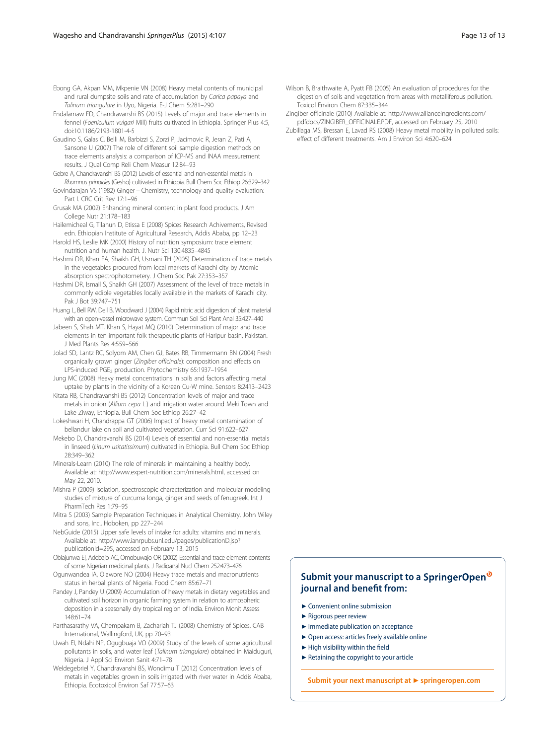Ebong GA, Akpan MM, Mkpenie VN (2008) Heavy metal contents of municipal and rural dumpsite soils and rate of accumulation by *Carica papaya* and *Talinum triangulare* in Uyo, Nigeria. E-J Chem 5:281–290

Endalamaw FD, Chandravanshi BS (2015) Levels of major and trace elements in fennel (*Foeniculum vulgari* Mill) fruits cultivated in Ethiopia. Springer Plus 4:5, doi:10.1186/2193-1801-4-5

Gaudino S, Galas C, Belli M, Barbizzi S, Zorzi P, Jacimovic R, Jeran Z, Pati A, Sansone U (2007) The role of different soil sample digestion methods on trace elements analysis: a comparison of ICP-MS and INAA measurement results. J Qual Comp Reli Chem Measur 12:84–93

Gebre A, Chandravanshi BS (2012) Levels of essential and non-essential metals in *Rhamnus prinoides* (Gesho) cultivated in Ethiopia. Bull Chem Soc Ethiop 26:329–342

Govindarajan VS (1982) Ginger – Chemistry, technology and quality evaluation: Part I. CRC Crit Rev 17:1–96

Grusak MA (2002) Enhancing mineral content in plant food products. J Am College Nutr 21:178–183

Hailemicheal G, Tilahun D, Etissa E (2008) Spices Research Achivements, Revised edn. Ethiopian Institute of Agricultural Research, Addis Ababa, pp 12–23

Harold HS, Leslie MK (2000) History of nutrition symposium: trace element nutrition and human health. J. Nutr Sci 130:4835–4845

Hashmi DR, Khan FA, Shaikh GH, Usmani TH (2005) Determination of trace metals in the vegetables procured from local markets of Karachi city by Atomic absorption spectrophotometery. J Chem Soc Pak 27:353–357

Hashmi DR, Ismail S, Shaikh GH (2007) Assessment of the level of trace metals in commonly edible vegetables locally available in the markets of Karachi city. Pak J Bot 39:747–751

Huang L, Bell RW, Dell B, Woodward J (2004) Rapid nitric acid digestion of plant material with an open-vessel microwave system. Commun Soil Sci Plant Anal 35:427–440

Jabeen S, Shah MT, Khan S, Hayat MQ (2010) Determination of major and trace elements in ten important folk therapeutic plants of Haripur basin, Pakistan. J Med Plants Res 4:559–566

Jolad SD, Lantz RC, Solyom AM, Chen GJ, Bates RB, Timmermann BN (2004) Fresh organically grown ginger (*Zingiber officinale*): composition and effects on LPS-induced $PGE_2$ production. Phytochemistry 65:1937–1954

Jung MC (2008) Heavy metal concentrations in soils and factors affecting metal uptake by plants in the vicinity of a Korean Cu-W mine. Sensors 8:2413–2423

Kitata RB, Chandravanshi BS (2012) Concentration levels of major and trace metals in onion (*Allium cepa* L.) and irrigation water around Meki Town and Lake Ziway, Ethiopia. Bull Chem Soc Ethiop 26:27–42

Lokeshwari H, Chandrappa GT (2006) Impact of heavy metal contamination of bellandur lake on soil and cultivated vegetation. Curr Sci 91:622–627

Mekebo D, Chandravanshi BS (2014) Levels of essential and non-essential metals in linseed (*Linum usitatissimum*) cultivated in Ethiopia. Bull Chem Soc Ethiop 28:349–362

Minerals-Learn (2010) The role of minerals in maintaining a healthy body. Available at: http://www.expert-nutrition.com/minerals.html, accessed on May 22, 2010.

Mishra P (2009) Isolation, spectroscopic characterization and molecular modeling studies of mixture of curcuma longa, ginger and seeds of fenugreek. Int J PharmTech Res 1:79–95

Mitra S (2003) Sample Preparation Techniques in Analytical Chemistry. John Wiley and sons, Inc., Hoboken, pp 227–244

NebGuide (2015) Upper safe levels of intake for adults: vitamins and minerals. Available at: http://www.ianrpubs.unl.edu/pages/publicationD.jsp?publicationId=295, accessed on February 13, 2015

Obiajunwa EI, Adebajo AC, Omobuwajo OR (2002) Essential and trace element contents of some Nigerian medicinal plants. J Radioanal Nucl Chem 252:473–476

Ogunwandea IA, Olawore NO (2004) Heavy trace metals and macronutrients status in herbal plants of Nigeria. Food Chem 85:67–71

Pandey J, Pandey U (2009) Accumulation of heavy metals in dietary vegetables and cultivated soil horizon in organic farming system in relation to atmospheric deposition in a seasonally dry tropical region of India. Environ Monit Assess 148:61–74

Parthasarathy VA, Chempakam B, Zachariah TJ (2008) Chemistry of Spices. CAB International, Wallingford, UK, pp 70–93

Uwah EI, Ndahi NP, Ogugbuaja VO (2009) Study of the levels of some agricultural pollutants in soils, and water leaf (*Talinum triangulare*) obtained in Maiduguri, Nigeria. J Appl Sci Environ Sanit 4:71–78

Weldegebriel Y, Chandravanshi BS, Wondimu T (2012) Concentration levels of metals in vegetables grown in soils irrigated with river water in Addis Ababa, Ethiopia. Ecotoxicol Environ Saf 77:57–63

Wilson B, Braithwaite A, Pyatt FB (2005) An evaluation of procedures for the digestion of soils and vegetation from areas with metalliferous pollution. Toxicol Environ Chem 87:335–344

Zingiber officinale (2010) Available at: http://www.allianceingredients.com/pdfdocs/ZINGIBER_OFFICINALE.PDF, accessed on February 25, 2010

Zubillaga MS, Bressan E, Lavad RS (2008) Heavy metal mobility in polluted soils: effect of different treatments. Am J Environ Sci 4:620–624

**Submit your manuscript to a SpringerOpen journal and benefit from:**

- ► Convenient online submission
- ► Rigorous peer review
- ► Immediate publication on acceptance
- ► Open access: articles freely available online
- ► High visibility within the field
- ► Retaining the copyright to your article

**Submit your next manuscript at ► springeropen.com**